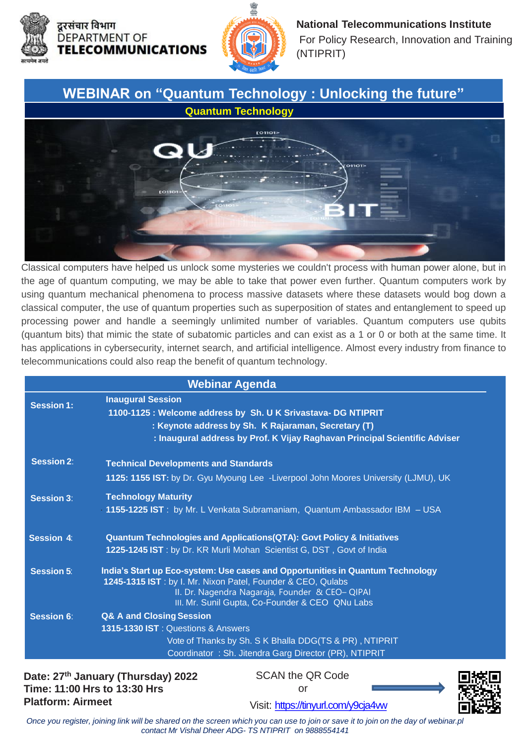दूरसंचार विभाग
DEPARTMENT OF
**TELECOMMUNICATIONS**

**National Telecommunications Institute**
For Policy Research, Innovation and Training (NTIPRIT)

# WEBINAR on "Quantum Technology : Unlocking the future"

## Quantum Technology

Classical computers have helped us unlock some mysteries we couldn't process with human power alone, but in the age of quantum computing, we may be able to take that power even further. Quantum computers work by using quantum mechanical phenomena to process massive datasets where these datasets would bog down a classical computer, the use of quantum properties such as superposition of states and entanglement to speed up processing power and handle a seemingly unlimited number of variables. Quantum computers use qubits (quantum bits) that mimic the state of subatomic particles and can exist as a 1 or 0 or both at the same time. It has applications in cybersecurity, internet search, and artificial intelligence. Almost every industry from finance to telecommunications could also reap the benefit of quantum technology.

## Webinar Agenda

| | |
|---|---|
| **Session 1:** | **Inaugural Session**<br>**1100-1125 : Welcome address by Sh. U K Srivastava- DG NTIPRIT**<br>**: Keynote address by Sh. K Rajaraman, Secretary (T)**<br>**: Inaugural address by Prof. K Vijay Raghavan Principal Scientific Adviser** |
| **Session 2:** | **Technical Developments and Standards**<br>**1125: 1155 IST:** by Dr. Gyu Myoung Lee -Liverpool John Moores University (LJMU), UK |
| **Session 3:** | **Technology Maturity**<br>**1155-1225 IST** : by Mr. L Venkata Subramaniam, Quantum Ambassador IBM – USA |
| **Session 4:** | **Quantum Technologies and Applications(QTA): Govt Policy & Initiatives**<br>**1225-1245 IST** : by Dr. KR Murli Mohan Scientist G, DST , Govt of India |
| **Session 5:** | **India's Start up Eco-system: Use cases and Opportunities in Quantum Technology**<br>**1245-1315 IST** : by I. Mr. Nixon Patel, Founder & CEO, Qulabs<br>II. Dr. Nagendra Nagaraja, Founder & CEO– QIPAI<br>III. Mr. Sunil Gupta, Co-Founder & CEO QNu Labs |
| **Session 6:** | **Q& A and Closing Session**<br>**1315-1330 IST** : Questions & Answers<br>Vote of Thanks by Sh. S K Bhalla DDG(TS & PR) , NTIPRIT<br>Coordinator : Sh. Jitendra Garg Director (PR), NTIPRIT |

**Date: 27th January (Thursday) 2022**
**Time: 11:00 Hrs to 13:30 Hrs**
**Platform: Airmeet**

SCAN the QR Code
or
Visit: https://tinyurl.com/y9cja4vw

*Once you register, joining link will be shared on the screen which you can use to join or save it to join on the day of webinar.pl contact Mr Vishal Dheer ADG- TS NTIPRIT on 9888554141*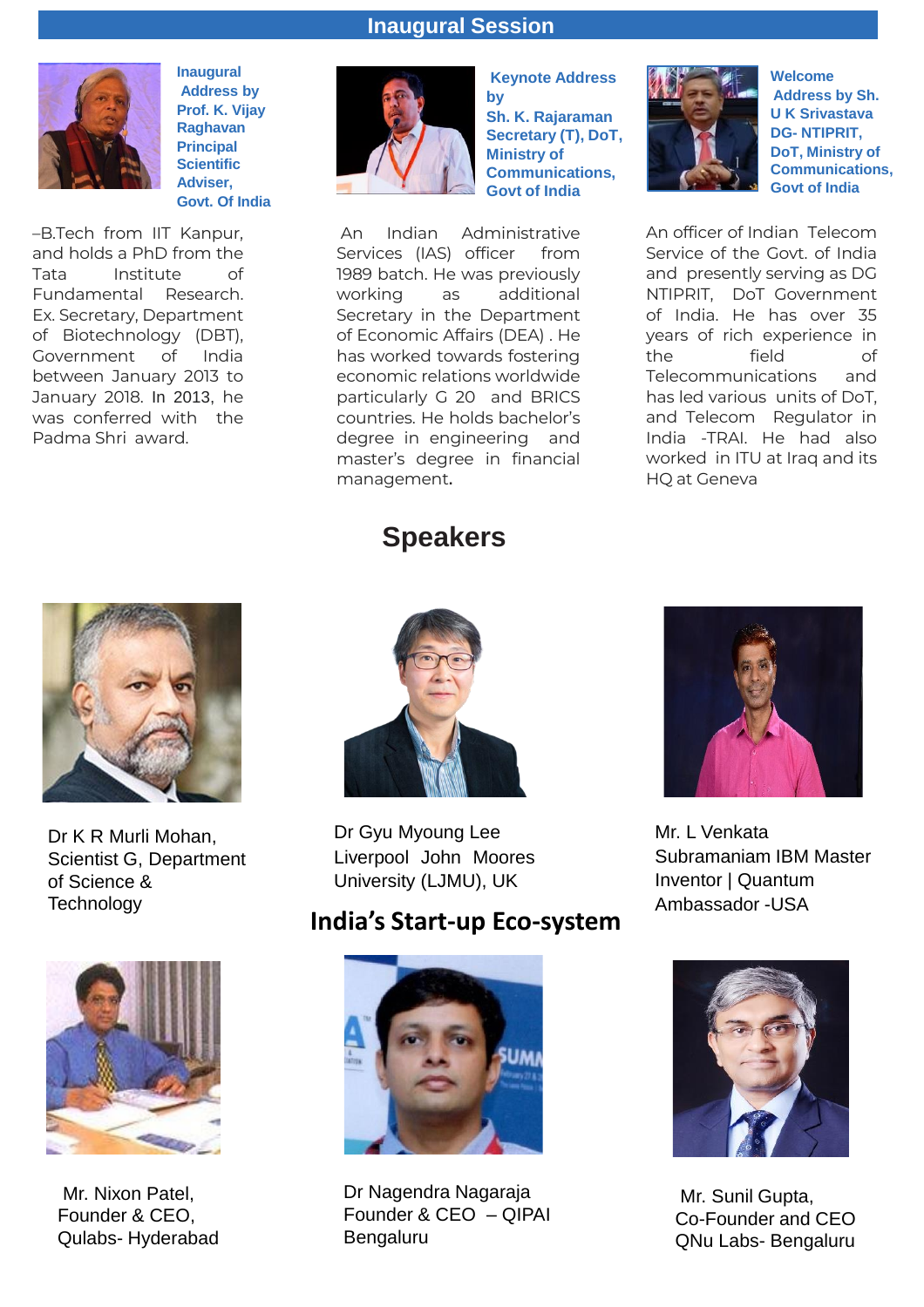## Inaugural Session

**Inaugural Address by Prof. K. Vijay Raghavan Principal Scientific Adviser, Govt. Of India**

–B.Tech from IIT Kanpur, and holds a PhD from the Tata Institute of Fundamental Research. Ex. Secretary, Department of Biotechnology (DBT), Government of India between January 2013 to January 2018. In 2013, he was conferred with the Padma Shri award.

**Keynote Address by Sh. K. Rajaraman Secretary (T), DoT, Ministry of Communications, Govt of India**

An Indian Administrative Services (IAS) officer from 1989 batch. He was previously working as additional Secretary in the Department of Economic Affairs (DEA) . He has worked towards fostering economic relations worldwide particularly G 20 and BRICS countries. He holds bachelor's degree in engineering and master's degree in financial management.

**Welcome Address by Sh. U K Srivastava DG- NTIPRIT, DoT, Ministry of Communications, Govt of India**

An officer of Indian Telecom Service of the Govt. of India and presently serving as DG NTIPRIT, DoT Government of India. He has over 35 years of rich experience in the field of Telecommunications and has led various units of DoT, and Telecom Regulator in India -TRAI. He had also worked in ITU at Iraq and its HQ at Geneva

## Speakers

Dr K R Murli Mohan, Scientist G, Department of Science & Technology

Dr Gyu Myoung Lee Liverpool John Moores University (LJMU), UK

Mr. L Venkata Subramaniam IBM Master Inventor | Quantum Ambassador -USA

## India's Start-up Eco-system

Mr. Nixon Patel, Founder & CEO, Qulabs- Hyderabad

Dr Nagendra Nagaraja Founder & CEO – QIPAI Bengaluru

Mr. Sunil Gupta, Co-Founder and CEO QNu Labs- Bengaluru